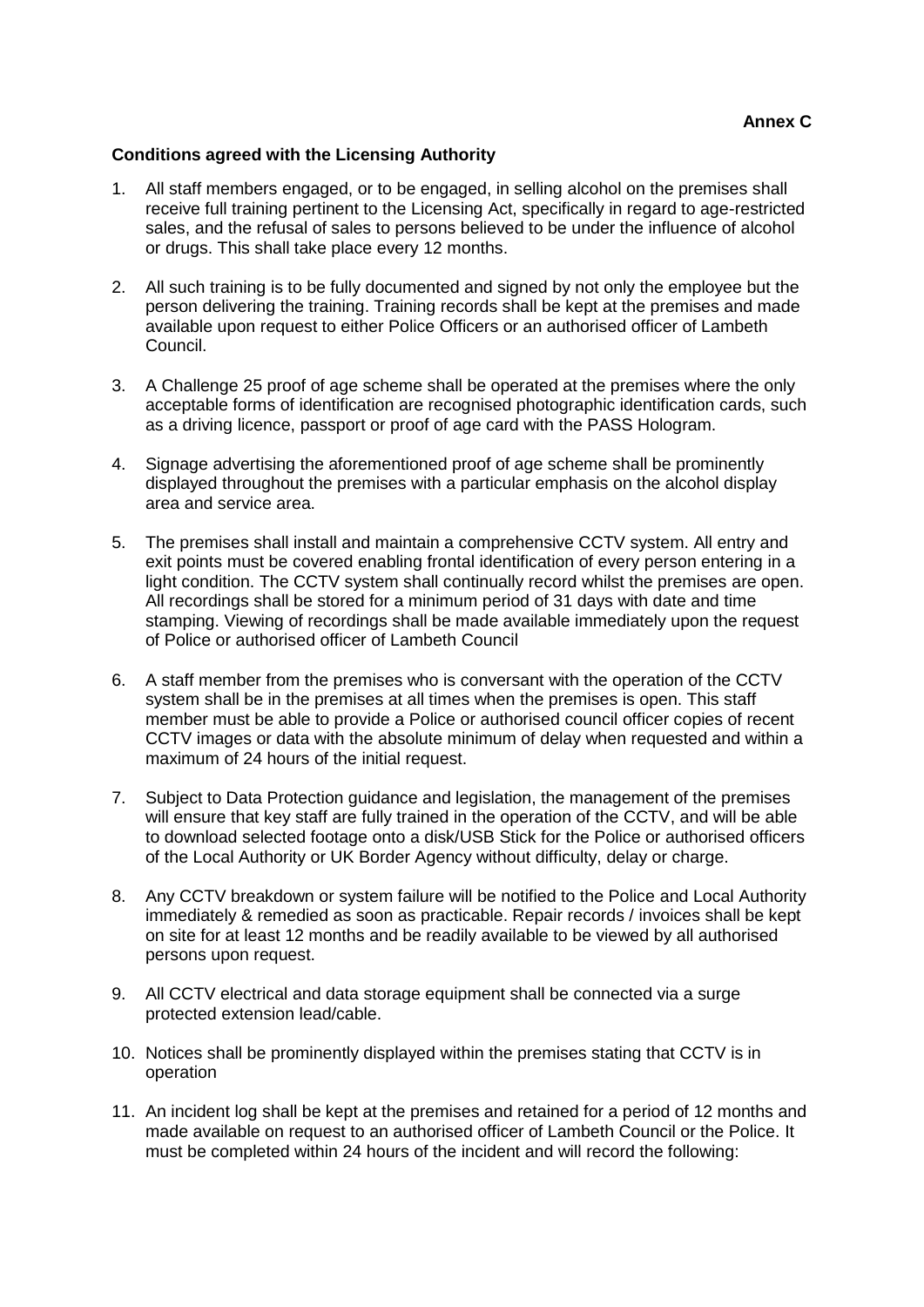**Annex C**

**Conditions agreed with the Licensing Authority**

1. All staff members engaged, or to be engaged, in selling alcohol on the premises shall receive full training pertinent to the Licensing Act, specifically in regard to age-restricted sales, and the refusal of sales to persons believed to be under the influence of alcohol or drugs. This shall take place every 12 months.

2. All such training is to be fully documented and signed by not only the employee but the person delivering the training. Training records shall be kept at the premises and made available upon request to either Police Officers or an authorised officer of Lambeth Council.

3. A Challenge 25 proof of age scheme shall be operated at the premises where the only acceptable forms of identification are recognised photographic identification cards, such as a driving licence, passport or proof of age card with the PASS Hologram.

4. Signage advertising the aforementioned proof of age scheme shall be prominently displayed throughout the premises with a particular emphasis on the alcohol display area and service area.

5. The premises shall install and maintain a comprehensive CCTV system. All entry and exit points must be covered enabling frontal identification of every person entering in a light condition. The CCTV system shall continually record whilst the premises are open. All recordings shall be stored for a minimum period of 31 days with date and time stamping. Viewing of recordings shall be made available immediately upon the request of Police or authorised officer of Lambeth Council

6. A staff member from the premises who is conversant with the operation of the CCTV system shall be in the premises at all times when the premises is open. This staff member must be able to provide a Police or authorised council officer copies of recent CCTV images or data with the absolute minimum of delay when requested and within a maximum of 24 hours of the initial request.

7. Subject to Data Protection guidance and legislation, the management of the premises will ensure that key staff are fully trained in the operation of the CCTV, and will be able to download selected footage onto a disk/USB Stick for the Police or authorised officers of the Local Authority or UK Border Agency without difficulty, delay or charge.

8. Any CCTV breakdown or system failure will be notified to the Police and Local Authority immediately & remedied as soon as practicable. Repair records / invoices shall be kept on site for at least 12 months and be readily available to be viewed by all authorised persons upon request.

9. All CCTV electrical and data storage equipment shall be connected via a surge protected extension lead/cable.

10. Notices shall be prominently displayed within the premises stating that CCTV is in operation

11. An incident log shall be kept at the premises and retained for a period of 12 months and made available on request to an authorised officer of Lambeth Council or the Police. It must be completed within 24 hours of the incident and will record the following: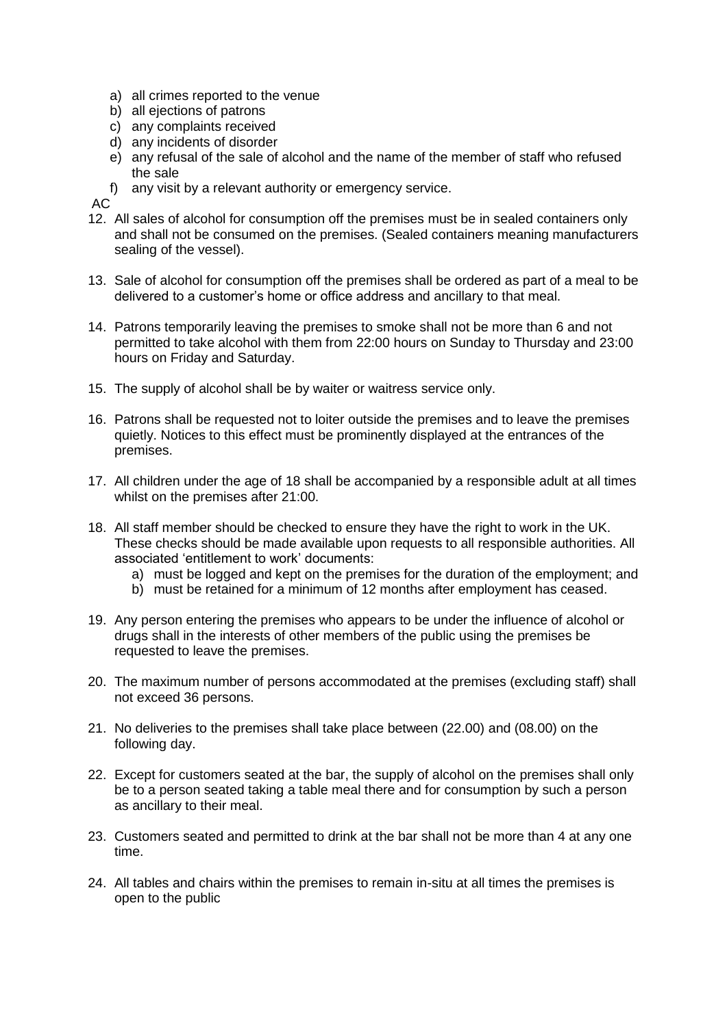a) all crimes reported to the venue
b) all ejections of patrons
c) any complaints received
d) any incidents of disorder
e) any refusal of the sale of alcohol and the name of the member of staff who refused the sale
f) any visit by a relevant authority or emergency service.

AC

12. All sales of alcohol for consumption off the premises must be in sealed containers only and shall not be consumed on the premises. (Sealed containers meaning manufacturers sealing of the vessel).

13. Sale of alcohol for consumption off the premises shall be ordered as part of a meal to be delivered to a customer's home or office address and ancillary to that meal.

14. Patrons temporarily leaving the premises to smoke shall not be more than 6 and not permitted to take alcohol with them from 22:00 hours on Sunday to Thursday and 23:00 hours on Friday and Saturday.

15. The supply of alcohol shall be by waiter or waitress service only.

16. Patrons shall be requested not to loiter outside the premises and to leave the premises quietly. Notices to this effect must be prominently displayed at the entrances of the premises.

17. All children under the age of 18 shall be accompanied by a responsible adult at all times whilst on the premises after 21:00.

18. All staff member should be checked to ensure they have the right to work in the UK. These checks should be made available upon requests to all responsible authorities. All associated 'entitlement to work' documents:
    a) must be logged and kept on the premises for the duration of the employment; and
    b) must be retained for a minimum of 12 months after employment has ceased.

19. Any person entering the premises who appears to be under the influence of alcohol or drugs shall in the interests of other members of the public using the premises be requested to leave the premises.

20. The maximum number of persons accommodated at the premises (excluding staff) shall not exceed 36 persons.

21. No deliveries to the premises shall take place between (22.00) and (08.00) on the following day.

22. Except for customers seated at the bar, the supply of alcohol on the premises shall only be to a person seated taking a table meal there and for consumption by such a person as ancillary to their meal.

23. Customers seated and permitted to drink at the bar shall not be more than 4 at any one time.

24. All tables and chairs within the premises to remain in-situ at all times the premises is open to the public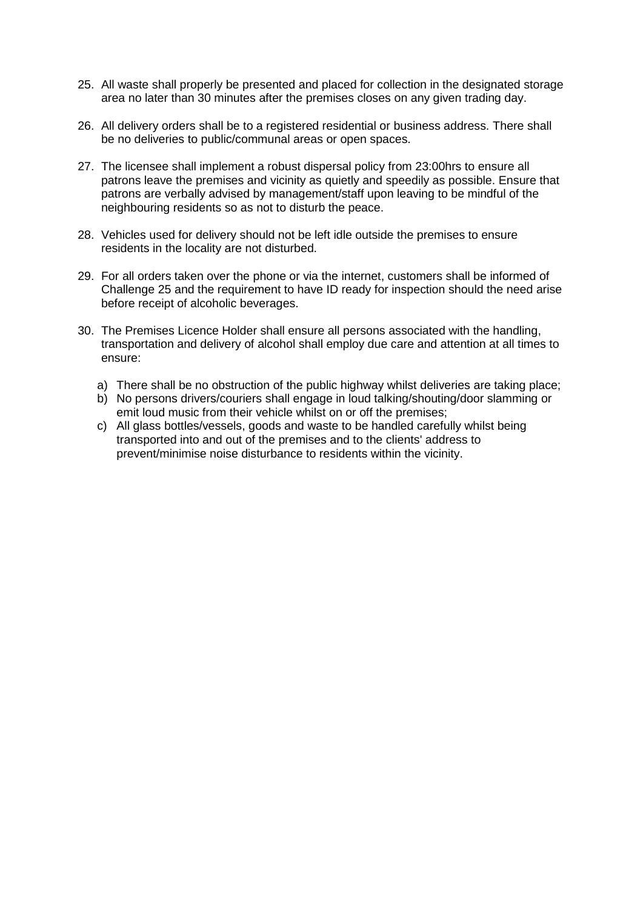25. All waste shall properly be presented and placed for collection in the designated storage area no later than 30 minutes after the premises closes on any given trading day.

26. All delivery orders shall be to a registered residential or business address. There shall be no deliveries to public/communal areas or open spaces.

27. The licensee shall implement a robust dispersal policy from 23:00hrs to ensure all patrons leave the premises and vicinity as quietly and speedily as possible. Ensure that patrons are verbally advised by management/staff upon leaving to be mindful of the neighbouring residents so as not to disturb the peace.

28. Vehicles used for delivery should not be left idle outside the premises to ensure residents in the locality are not disturbed.

29. For all orders taken over the phone or via the internet, customers shall be informed of Challenge 25 and the requirement to have ID ready for inspection should the need arise before receipt of alcoholic beverages.

30. The Premises Licence Holder shall ensure all persons associated with the handling, transportation and delivery of alcohol shall employ due care and attention at all times to ensure:

    a) There shall be no obstruction of the public highway whilst deliveries are taking place;
    b) No persons drivers/couriers shall engage in loud talking/shouting/door slamming or emit loud music from their vehicle whilst on or off the premises;
    c) All glass bottles/vessels, goods and waste to be handled carefully whilst being transported into and out of the premises and to the clients' address to prevent/minimise noise disturbance to residents within the vicinity.